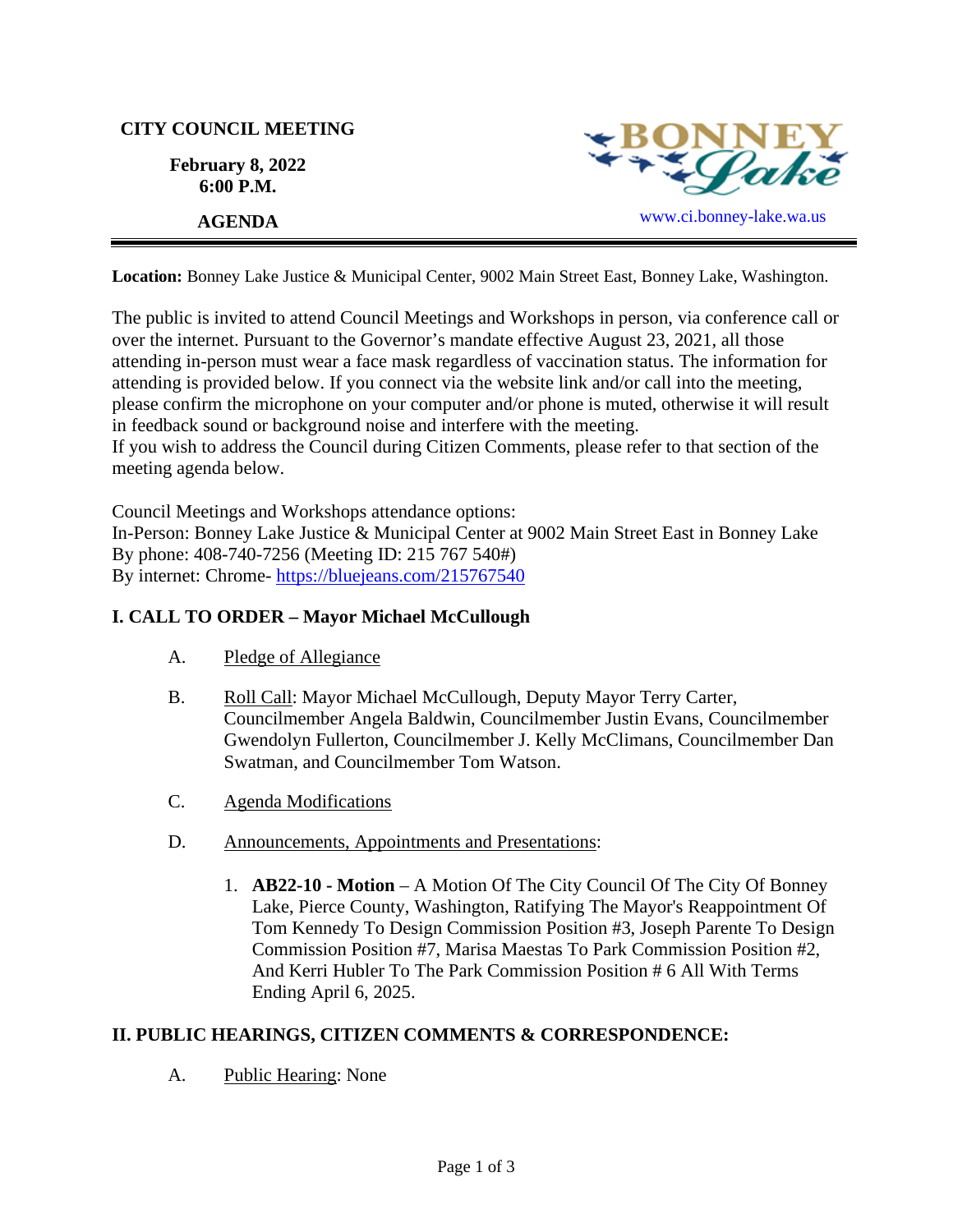**CITY COUNCIL MEETING**

**February 8, 2022**
**6:00 P.M.**

**AGENDA**

BONNEY Lake

www.ci.bonney-lake.wa.us

**Location:** Bonney Lake Justice & Municipal Center, 9002 Main Street East, Bonney Lake, Washington.

The public is invited to attend Council Meetings and Workshops in person, via conference call or over the internet. Pursuant to the Governor's mandate effective August 23, 2021, all those attending in-person must wear a face mask regardless of vaccination status. The information for attending is provided below. If you connect via the website link and/or call into the meeting, please confirm the microphone on your computer and/or phone is muted, otherwise it will result in feedback sound or background noise and interfere with the meeting.
If you wish to address the Council during Citizen Comments, please refer to that section of the meeting agenda below.

Council Meetings and Workshops attendance options:
In-Person: Bonney Lake Justice & Municipal Center at 9002 Main Street East in Bonney Lake
By phone: 408-740-7256 (Meeting ID: 215 767 540#)
By internet: Chrome- https://bluejeans.com/215767540

## I. CALL TO ORDER – Mayor Michael McCullough

A. Pledge of Allegiance

B. Roll Call: Mayor Michael McCullough, Deputy Mayor Terry Carter, Councilmember Angela Baldwin, Councilmember Justin Evans, Councilmember Gwendolyn Fullerton, Councilmember J. Kelly McClimans, Councilmember Dan Swatman, and Councilmember Tom Watson.

C. Agenda Modifications

D. Announcements, Appointments and Presentations:

1. **AB22-10 - Motion** – A Motion Of The City Council Of The City Of Bonney Lake, Pierce County, Washington, Ratifying The Mayor's Reappointment Of Tom Kennedy To Design Commission Position #3, Joseph Parente To Design Commission Position #7, Marisa Maestas To Park Commission Position #2, And Kerri Hubler To The Park Commission Position # 6 All With Terms Ending April 6, 2025.

## II. PUBLIC HEARINGS, CITIZEN COMMENTS & CORRESPONDENCE:

A. Public Hearing: None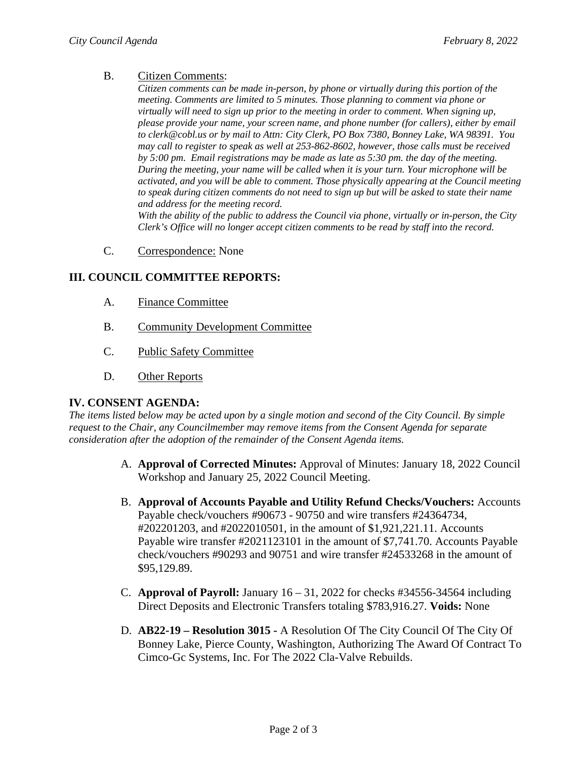B. Citizen Comments:

*Citizen comments can be made in-person, by phone or virtually during this portion of the meeting. Comments are limited to 5 minutes. Those planning to comment via phone or virtually will need to sign up prior to the meeting in order to comment. When signing up, please provide your name, your screen name, and phone number (for callers), either by email to clerk@cobl.us or by mail to Attn: City Clerk, PO Box 7380, Bonney Lake, WA 98391. You may call to register to speak as well at 253-862-8602, however, those calls must be received by 5:00 pm. Email registrations may be made as late as 5:30 pm. the day of the meeting. During the meeting, your name will be called when it is your turn. Your microphone will be activated, and you will be able to comment. Those physically appearing at the Council meeting to speak during citizen comments do not need to sign up but will be asked to state their name and address for the meeting record.*

*With the ability of the public to address the Council via phone, virtually or in-person, the City Clerk's Office will no longer accept citizen comments to be read by staff into the record.*

C. Correspondence: None

## III. COUNCIL COMMITTEE REPORTS:

A. Finance Committee

B. Community Development Committee

C. Public Safety Committee

D. Other Reports

## IV. CONSENT AGENDA:

*The items listed below may be acted upon by a single motion and second of the City Council. By simple request to the Chair, any Councilmember may remove items from the Consent Agenda for separate consideration after the adoption of the remainder of the Consent Agenda items.*

A. **Approval of Corrected Minutes:** Approval of Minutes: January 18, 2022 Council Workshop and January 25, 2022 Council Meeting.

B. **Approval of Accounts Payable and Utility Refund Checks/Vouchers:** Accounts Payable check/vouchers #90673 - 90750 and wire transfers #24364734, #202201203, and #2022010501, in the amount of $1,921,221.11. Accounts Payable wire transfer #2021123101 in the amount of $7,741.70. Accounts Payable check/vouchers #90293 and 90751 and wire transfer #24533268 in the amount of $95,129.89.

C. **Approval of Payroll:** January 16 – 31, 2022 for checks #34556-34564 including Direct Deposits and Electronic Transfers totaling $783,916.27. **Voids:** None

D. **AB22-19 – Resolution 3015 -** A Resolution Of The City Council Of The City Of Bonney Lake, Pierce County, Washington, Authorizing The Award Of Contract To Cimco-Gc Systems, Inc. For The 2022 Cla-Valve Rebuilds.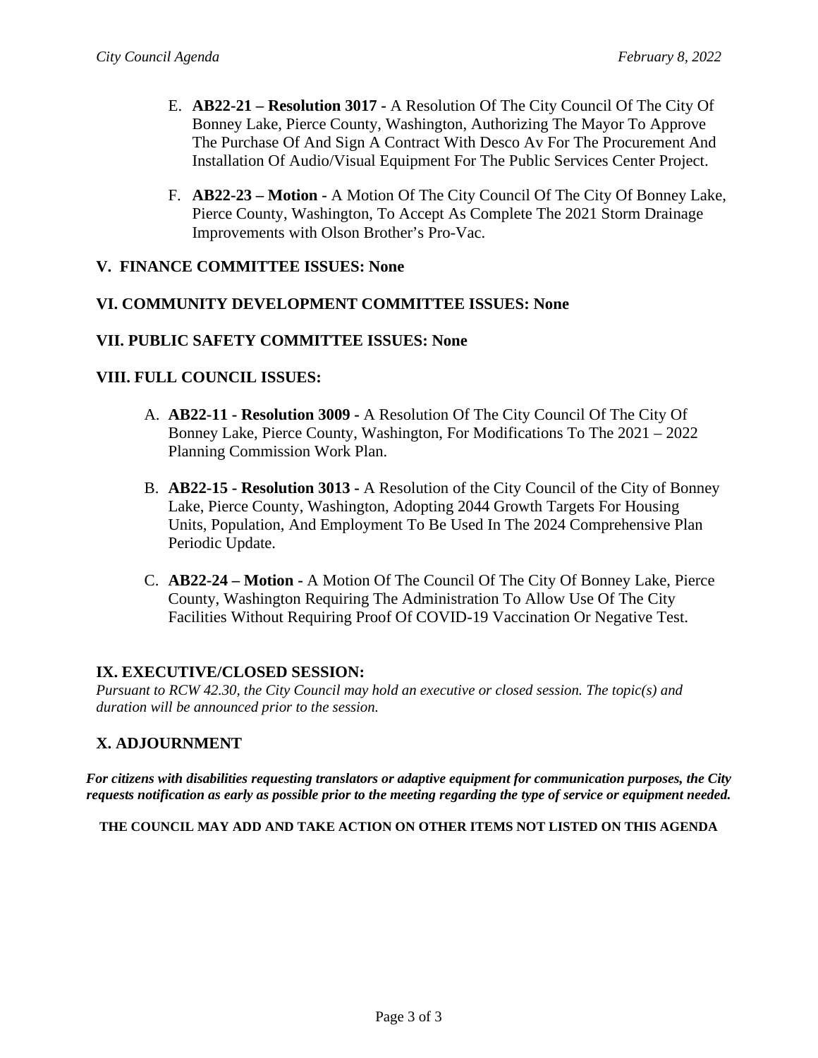E. **AB22-21 – Resolution 3017 -** A Resolution Of The City Council Of The City Of Bonney Lake, Pierce County, Washington, Authorizing The Mayor To Approve The Purchase Of And Sign A Contract With Desco Av For The Procurement And Installation Of Audio/Visual Equipment For The Public Services Center Project.

F. **AB22-23 – Motion -** A Motion Of The City Council Of The City Of Bonney Lake, Pierce County, Washington, To Accept As Complete The 2021 Storm Drainage Improvements with Olson Brother's Pro-Vac.

## V. FINANCE COMMITTEE ISSUES: None

## VI. COMMUNITY DEVELOPMENT COMMITTEE ISSUES: None

## VII. PUBLIC SAFETY COMMITTEE ISSUES: None

## VIII. FULL COUNCIL ISSUES:

A. **AB22-11 - Resolution 3009 -** A Resolution Of The City Council Of The City Of Bonney Lake, Pierce County, Washington, For Modifications To The 2021 – 2022 Planning Commission Work Plan.

B. **AB22-15 - Resolution 3013 -** A Resolution of the City Council of the City of Bonney Lake, Pierce County, Washington, Adopting 2044 Growth Targets For Housing Units, Population, And Employment To Be Used In The 2024 Comprehensive Plan Periodic Update.

C. **AB22-24 – Motion -** A Motion Of The Council Of The City Of Bonney Lake, Pierce County, Washington Requiring The Administration To Allow Use Of The City Facilities Without Requiring Proof Of COVID-19 Vaccination Or Negative Test.

## IX. EXECUTIVE/CLOSED SESSION:

*Pursuant to RCW 42.30, the City Council may hold an executive or closed session. The topic(s) and duration will be announced prior to the session.*

## X. ADJOURNMENT

***For citizens with disabilities requesting translators or adaptive equipment for communication purposes, the City requests notification as early as possible prior to the meeting regarding the type of service or equipment needed.***

**THE COUNCIL MAY ADD AND TAKE ACTION ON OTHER ITEMS NOT LISTED ON THIS AGENDA**